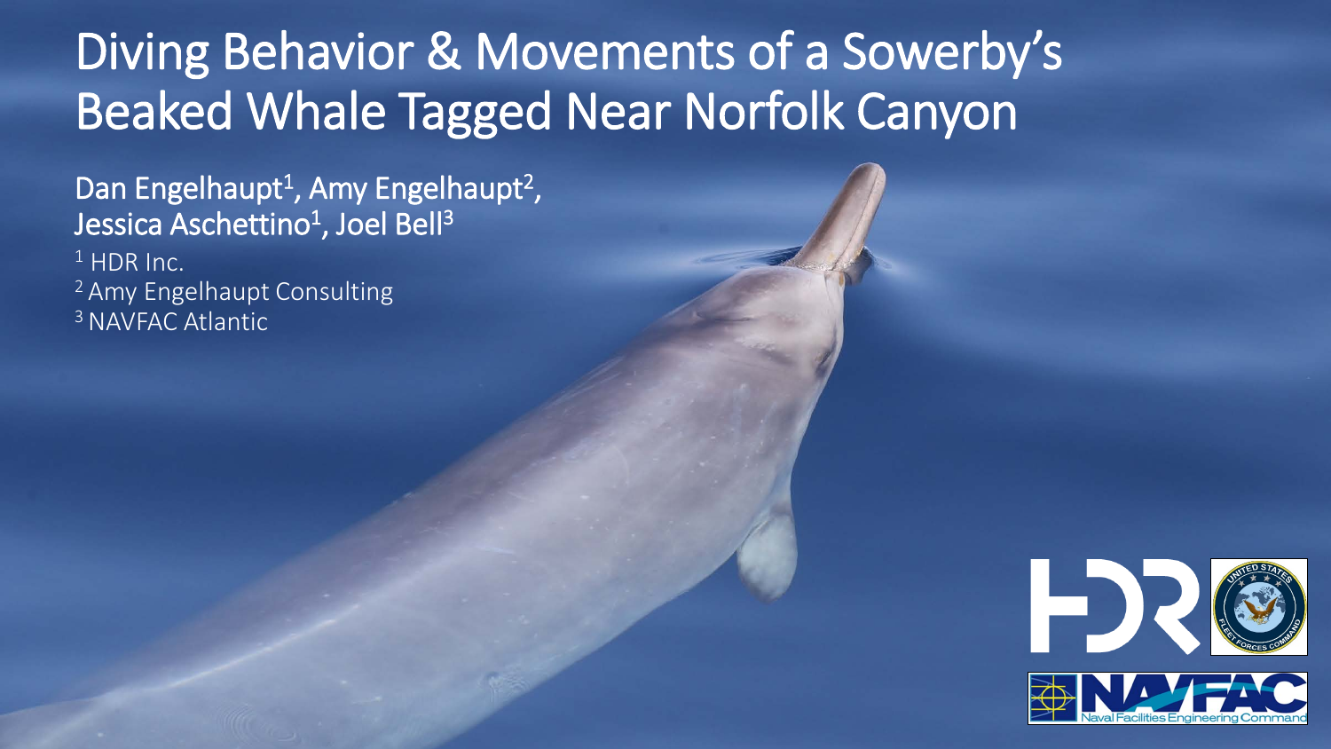# Diving Behavior & Movements of a Sowerby's Beaked Whale Tagged Near Norfolk Canyon

Dan Engelhaupt[1], Amy Engelhaupt[2], Jessica Aschettino[1], Joel Bell[3]

[1] HDR Inc.
[2] Amy Engelhaupt Consulting
[3] NAVFAC Atlantic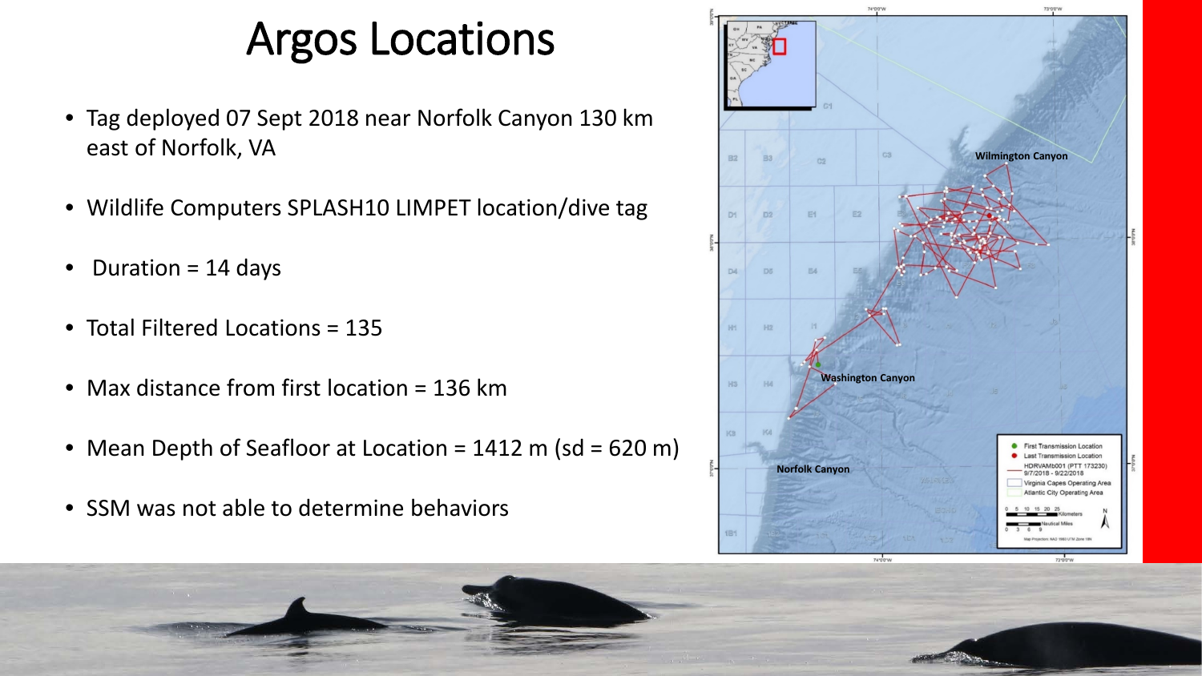# Argos Locations

- Tag deployed 07 Sept 2018 near Norfolk Canyon 130 km east of Norfolk, VA
- Wildlife Computers SPLASH10 LIMPET location/dive tag
- Duration = 14 days
- Total Filtered Locations = 135
- Max distance from first location = 136 km
- Mean Depth of Seafloor at Location = 1412 m (sd = 620 m)
- SSM was not able to determine behaviors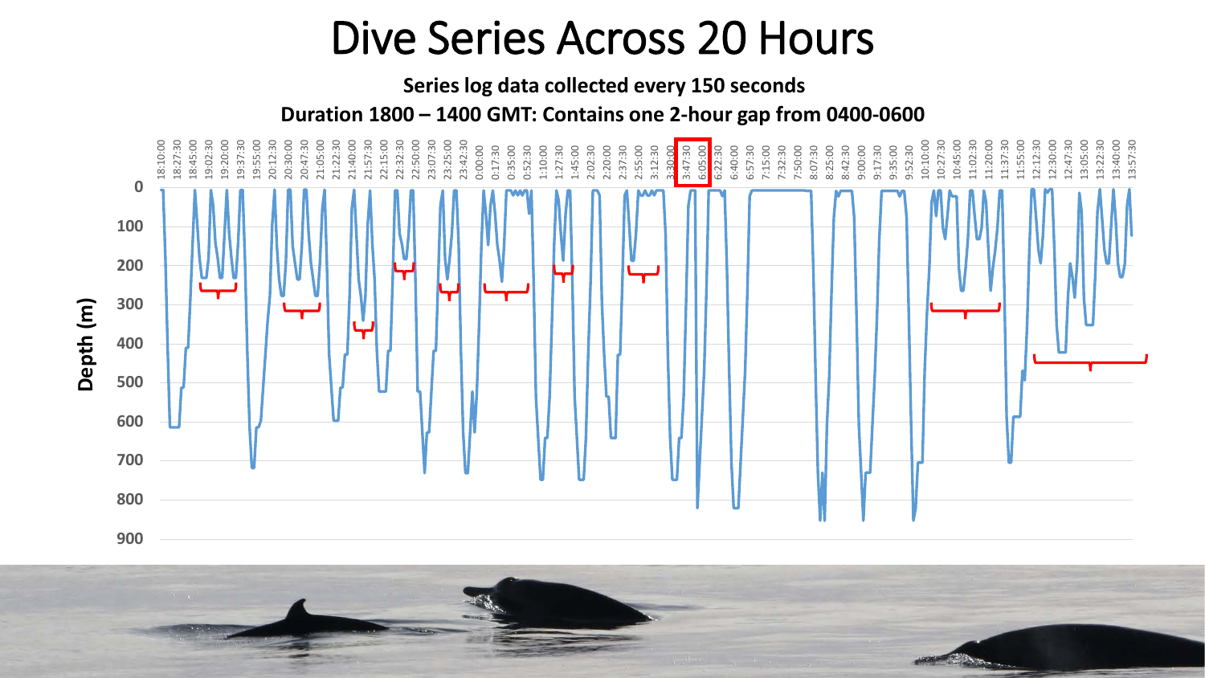# Dive Series Across 20 Hours

**Series log data collected every 150 seconds**

**Duration 1800 – 1400 GMT: Contains one 2-hour gap from 0400-0600**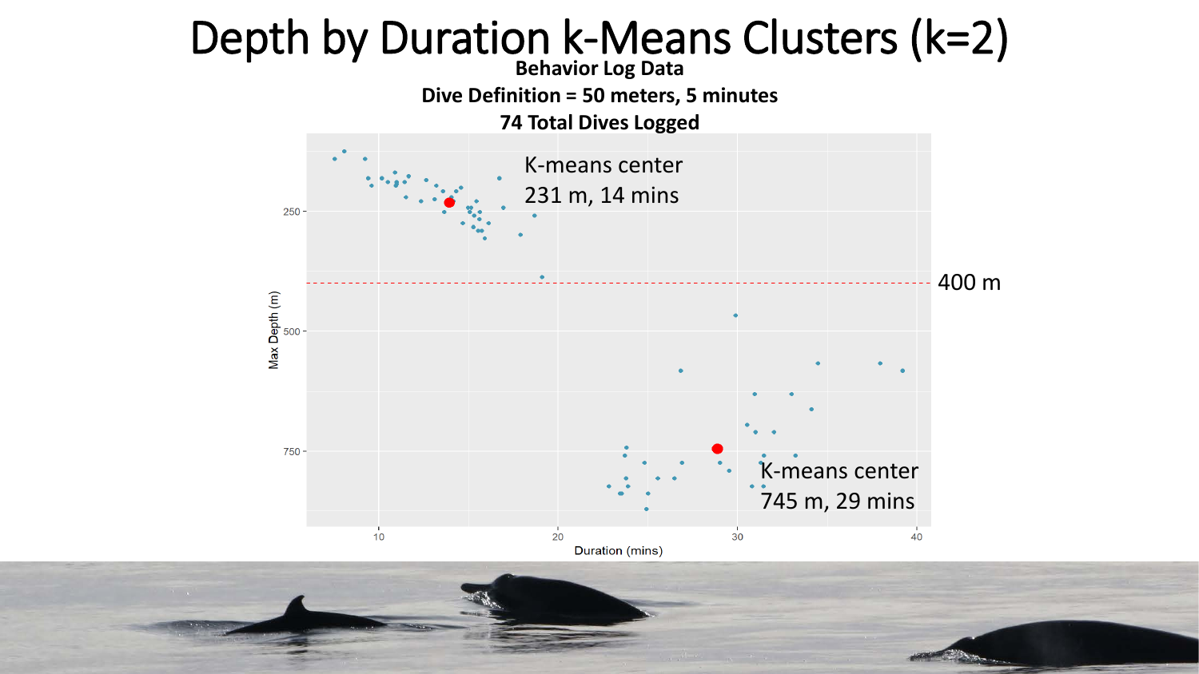# Depth by Duration k-Means Clusters (k=2)

**Behavior Log Data**

**Dive Definition = 50 meters, 5 minutes**

**74 Total Dives Logged**

K-means center
231 m, 14 mins

400 m

K-means center
745 m, 29 mins

Max Depth (m)

Duration (mins)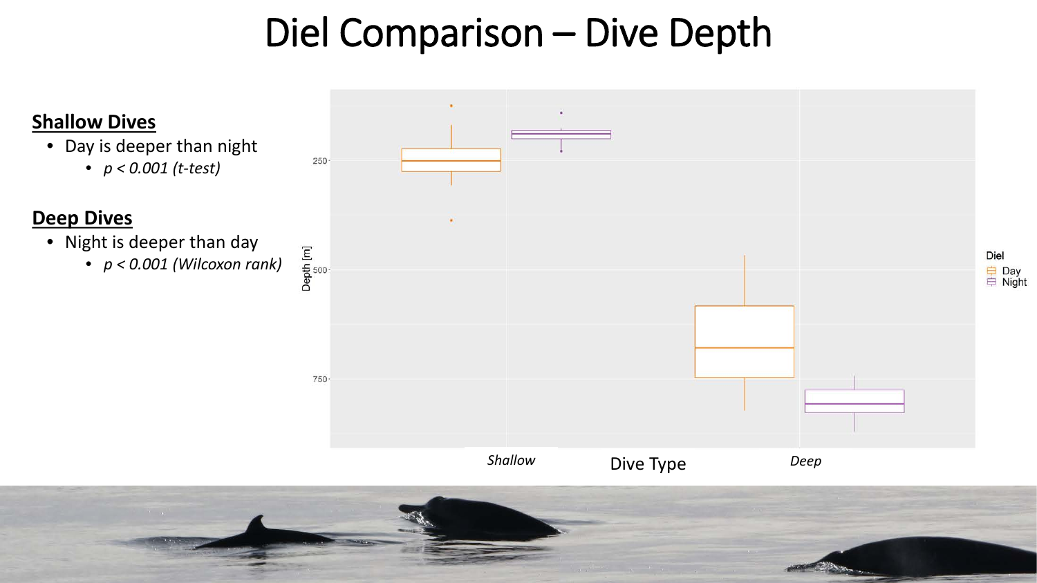# Diel Comparison – Dive Depth

## Shallow Dives

- Day is deeper than night
  - *$p < 0.001$ (t-test)*

## Deep Dives

- Night is deeper than day
  - *$p < 0.001$ (Wilcoxon rank)*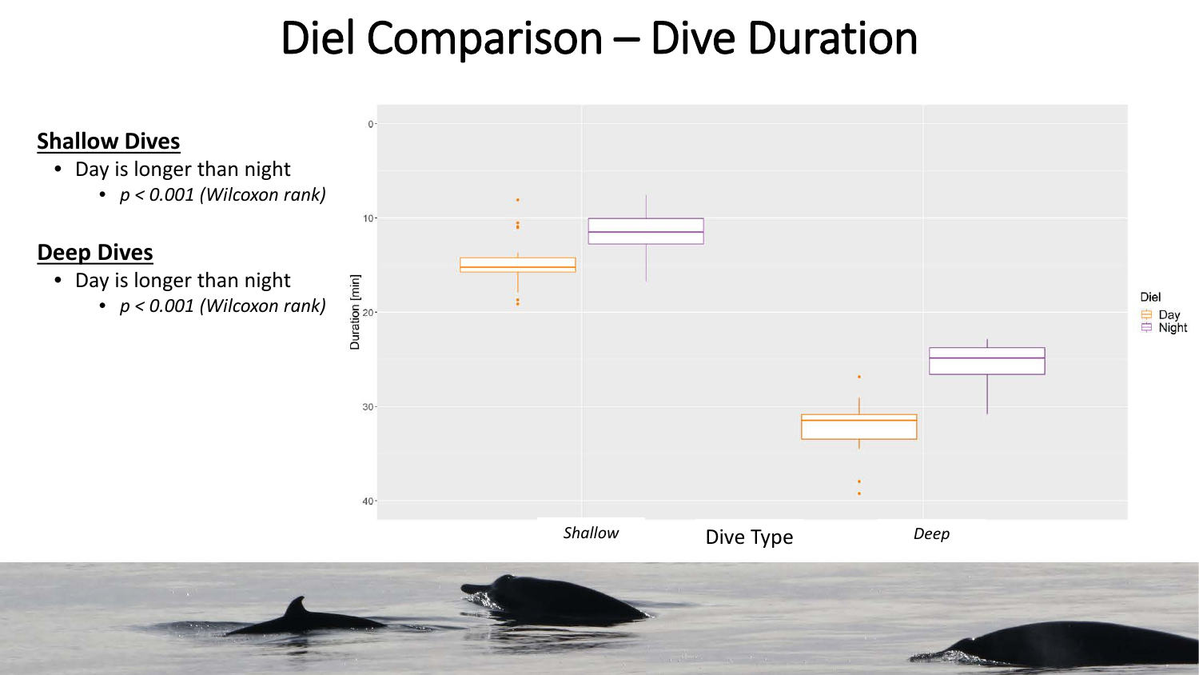# Diel Comparison – Dive Duration

**Shallow Dives**

- Day is longer than night
  - *$p < 0.001$ (Wilcoxon rank)*

**Deep Dives**

- Day is longer than night
  - *$p < 0.001$ (Wilcoxon rank)*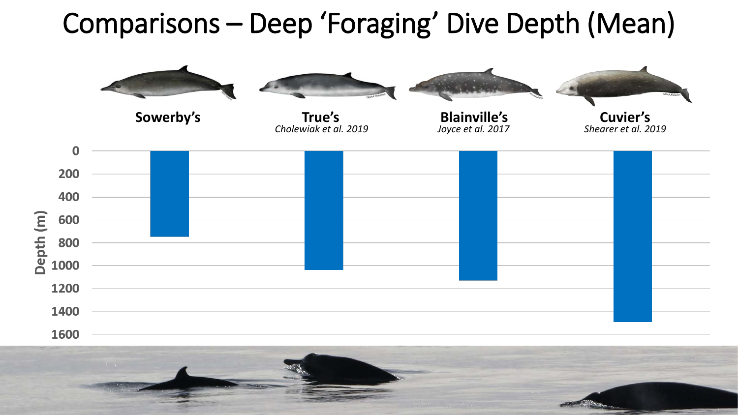# Comparisons – Deep 'Foraging' Dive Depth (Mean)

| | Sowerby's | True's *Cholewiak et al. 2019* | Blainville's *Joyce et al. 2017* | Cuvier's *Shearer et al. 2019* |
|---|---|---|---|---|
| Depth (m) | ~750 | ~1040 | ~1130 | ~1490 |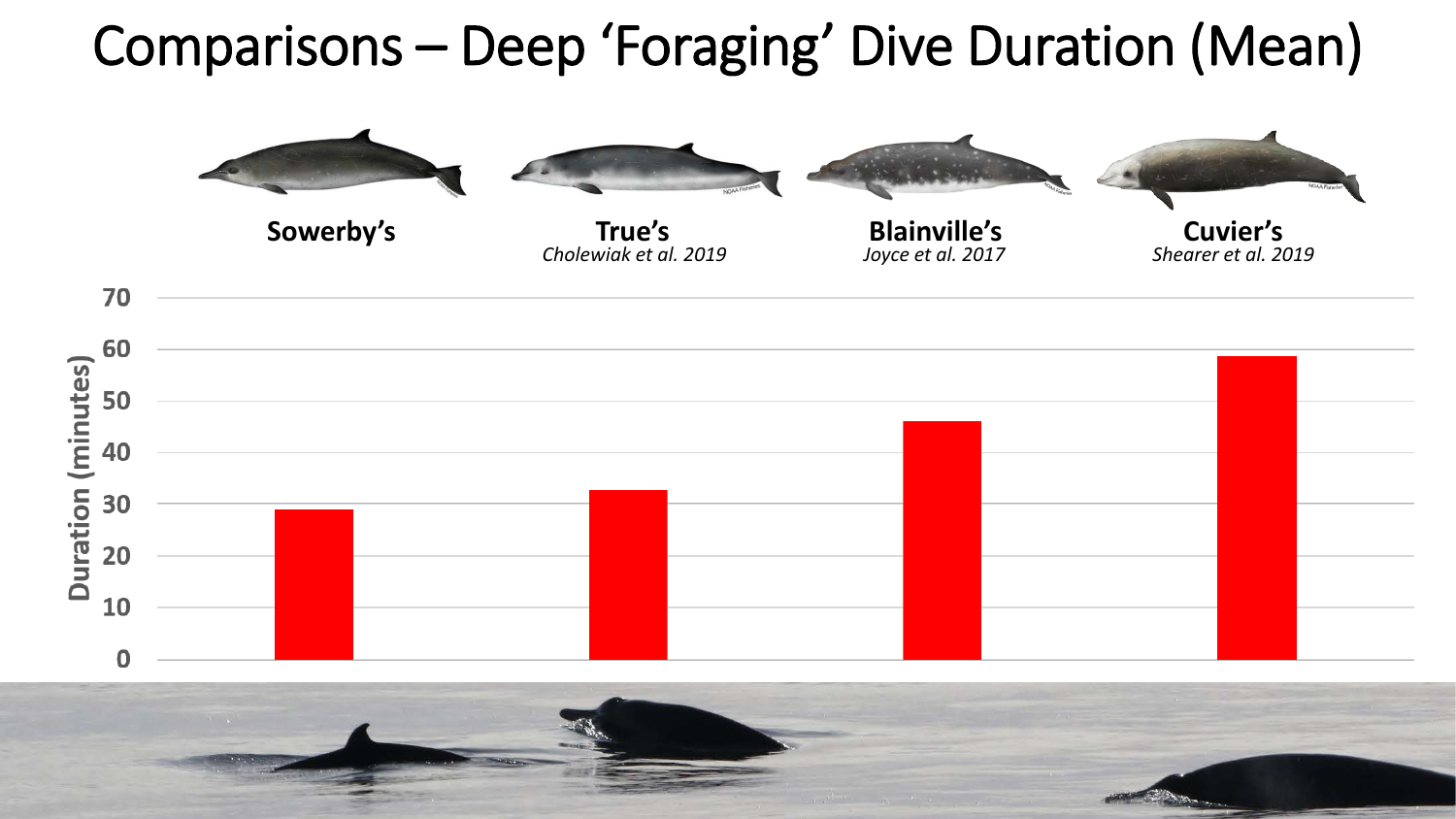# Comparisons – Deep 'Foraging' Dive Duration (Mean)

| | Sowerby's | True's *Cholewiak et al. 2019* | Blainville's *Joyce et al. 2017* | Cuvier's *Shearer et al. 2019* |
|---|---|---|---|---|
| Duration (minutes) | ~29 | ~33 | ~46 | ~59 |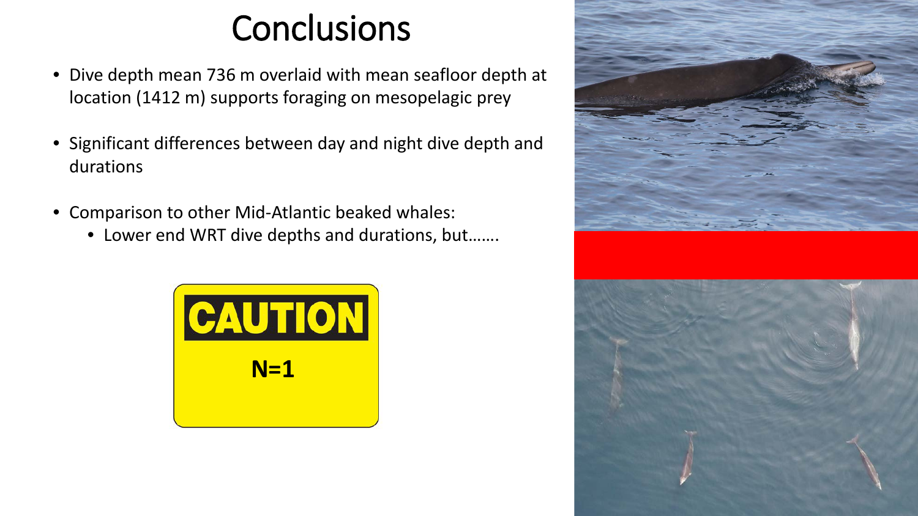# Conclusions

- Dive depth mean 736 m overlaid with mean seafloor depth at location (1412 m) supports foraging on mesopelagic prey
- Significant differences between day and night dive depth and durations
- Comparison to other Mid-Atlantic beaked whales:
  - Lower end WRT dive depths and durations, but…….

**CAUTION**

**N=1**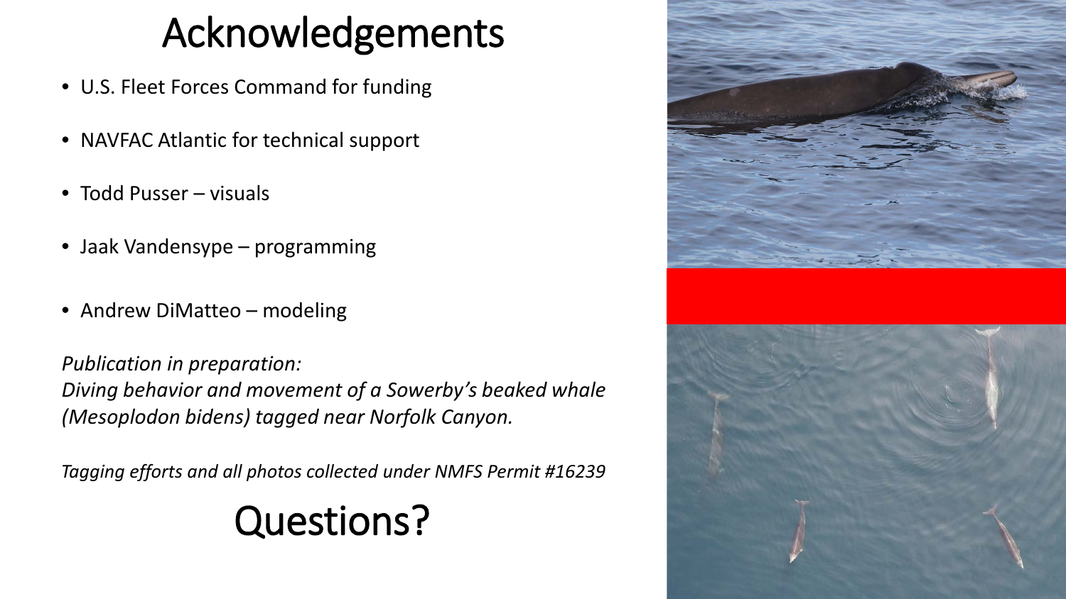# Acknowledgements

- U.S. Fleet Forces Command for funding
- NAVFAC Atlantic for technical support
- Todd Pusser – visuals
- Jaak Vandensype – programming
- Andrew DiMatteo – modeling

*Publication in preparation:*
*Diving behavior and movement of a Sowerby's beaked whale (Mesoplodon bidens) tagged near Norfolk Canyon.*

*Tagging efforts and all photos collected under NMFS Permit #16239*

# Questions?